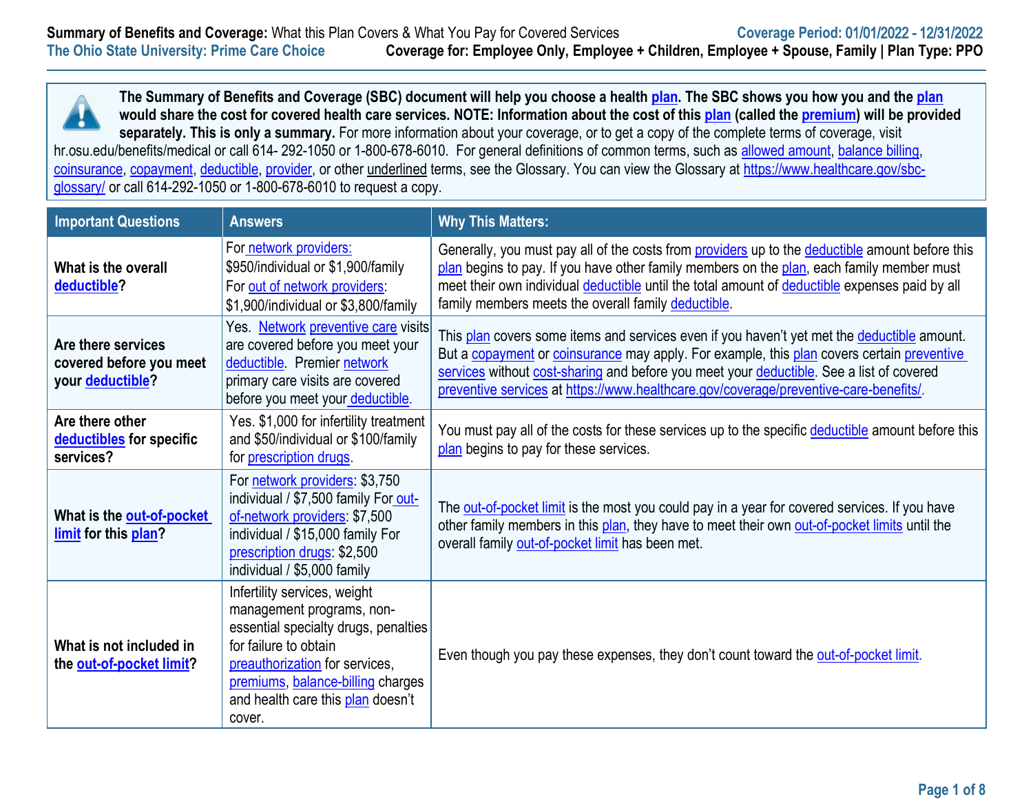**Summary of Benefits and Coverage:** What this Plan Covers & What You Pay for Covered Services

**Coverage Period: 01/01/2022 - 12/31/2022**

**The Ohio State University: Prime Care Choice**

**Coverage for: Employee Only, Employee + Children, Employee + Spouse, Family | Plan Type: PPO**

**The Summary of Benefits and Coverage (SBC) document will help you choose a health plan. The SBC shows you how you and the plan would share the cost for covered health care services. NOTE: Information about the cost of this plan (called the premium) will be provided separately. This is only a summary.** For more information about your coverage, or to get a copy of the complete terms of coverage, visit hr.osu.edu/benefits/medical or call 614- 292-1050 or 1-800-678-6010. For general definitions of common terms, such as allowed amount, balance billing, coinsurance, copayment, deductible, provider, or other underlined terms, see the Glossary. You can view the Glossary at https://www.healthcare.gov/sbc-glossary/ or call 614-292-1050 or 1-800-678-6010 to request a copy.

| Important Questions | Answers | Why This Matters: |
|---|---|---|
| **What is the overall deductible?** | For network providers: $950/individual or $1,900/family For out of network providers: $1,900/individual or $3,800/family | Generally, you must pay all of the costs from providers up to the deductible amount before this plan begins to pay. If you have other family members on the plan, each family member must meet their own individual deductible until the total amount of deductible expenses paid by all family members meets the overall family deductible. |
| **Are there services covered before you meet your deductible?** | Yes. Network preventive care visits are covered before you meet your deductible. Premier network primary care visits are covered before you meet your deductible. | This plan covers some items and services even if you haven't yet met the deductible amount. But a copayment or coinsurance may apply. For example, this plan covers certain preventive services without cost-sharing and before you meet your deductible. See a list of covered preventive services at https://www.healthcare.gov/coverage/preventive-care-benefits/. |
| **Are there other deductibles for specific services?** | Yes. $1,000 for infertility treatment and $50/individual or $100/family for prescription drugs. | You must pay all of the costs for these services up to the specific deductible amount before this plan begins to pay for these services. |
| **What is the out-of-pocket limit for this plan?** | For network providers: $3,750 individual / $7,500 family For out-of-network providers: $7,500 individual / $15,000 family For prescription drugs: $2,500 individual / $5,000 family | The out-of-pocket limit is the most you could pay in a year for covered services. If you have other family members in this plan, they have to meet their own out-of-pocket limits until the overall family out-of-pocket limit has been met. |
| **What is not included in the out-of-pocket limit?** | Infertility services, weight management programs, non-essential specialty drugs, penalties for failure to obtain preauthorization for services, premiums, balance-billing charges and health care this plan doesn't cover. | Even though you pay these expenses, they don't count toward the out-of-pocket limit. |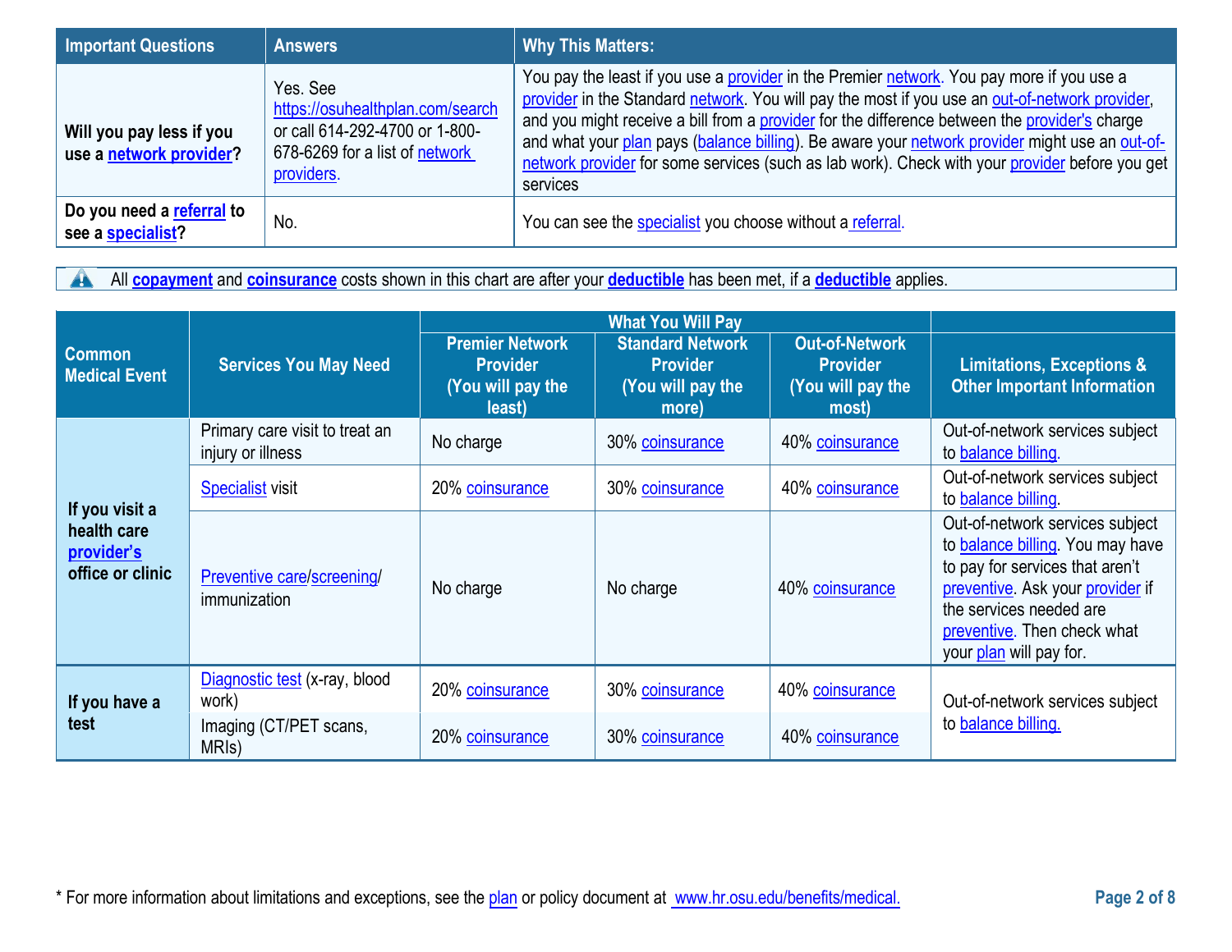| Important Questions | Answers | Why This Matters: |
|---|---|---|
| **Will you pay less if you use a network provider?** | Yes. See https://osuhealthplan.com/search or call 614-292-4700 or 1-800-678-6269 for a list of network providers. | You pay the least if you use a provider in the Premier network. You pay more if you use a provider in the Standard network. You will pay the most if you use an out-of-network provider, and you might receive a bill from a provider for the difference between the provider's charge and what your plan pays (balance billing). Be aware your network provider might use an out-of-network provider for some services (such as lab work). Check with your provider before you get services |
| **Do you need a referral to see a specialist?** | No. | You can see the specialist you choose without a referral. |

All **copayment** and **coinsurance** costs shown in this chart are after your **deductible** has been met, if a **deductible** applies.

| Common Medical Event | Services You May Need | What You Will Pay | | | Limitations, Exceptions & Other Important Information |
|---|---|---|---|---|---|
| | | Premier Network Provider (You will pay the least) | Standard Network Provider (You will pay the more) | Out-of-Network Provider (You will pay the most) | |
| If you visit a health care provider's office or clinic | Primary care visit to treat an injury or illness | No charge | 30% coinsurance | 40% coinsurance | Out-of-network services subject to balance billing. |
| | Specialist visit | 20% coinsurance | 30% coinsurance | 40% coinsurance | Out-of-network services subject to balance billing. |
| | Preventive care/screening/ immunization | No charge | No charge | 40% coinsurance | Out-of-network services subject to balance billing. You may have to pay for services that aren't preventive. Ask your provider if the services needed are preventive. Then check what your plan will pay for. |
| If you have a test | Diagnostic test (x-ray, blood work) | 20% coinsurance | 30% coinsurance | 40% coinsurance | Out-of-network services subject to balance billing. |
| | Imaging (CT/PET scans, MRIs) | 20% coinsurance | 30% coinsurance | 40% coinsurance | |

* For more information about limitations and exceptions, see the plan or policy document at www.hr.osu.edu/benefits/medical.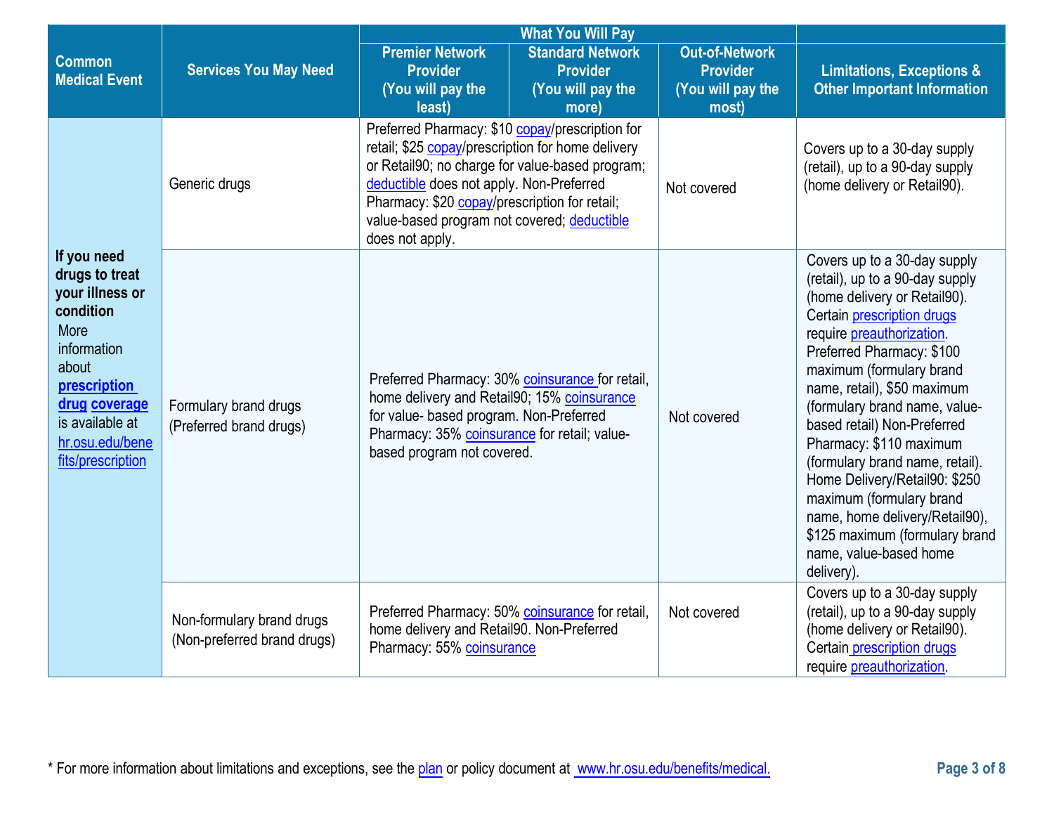| Common Medical Event | Services You May Need | What You Will Pay | | | Limitations, Exceptions & Other Important Information |
|---|---|---|---|---|---|
| | | Premier Network Provider (You will pay the least) | Standard Network Provider (You will pay the more) | Out-of-Network Provider (You will pay the most) | |
| **If you need drugs to treat your illness or condition** More information about **prescription drug coverage** is available at hr.osu.edu/benefits/prescription | Generic drugs | Preferred Pharmacy: $10 copay/prescription for retail; $25 copay/prescription for home delivery or Retail90; no charge for value-based program; deductible does not apply. Non-Preferred Pharmacy: $20 copay/prescription for retail; value-based program not covered; deductible does not apply. | | Not covered | Covers up to a 30-day supply (retail), up to a 90-day supply (home delivery or Retail90). |
| | Formulary brand drugs (Preferred brand drugs) | Preferred Pharmacy: 30% coinsurance for retail, home delivery and Retail90; 15% coinsurance for value- based program. Non-Preferred Pharmacy: 35% coinsurance for retail; value-based program not covered. | | Not covered | Covers up to a 30-day supply (retail), up to a 90-day supply (home delivery or Retail90). Certain prescription drugs require preauthorization. Preferred Pharmacy: $100 maximum (formulary brand name, retail), $50 maximum (formulary brand name, value-based retail) Non-Preferred Pharmacy: $110 maximum (formulary brand name, retail). Home Delivery/Retail90: $250 maximum (formulary brand name, home delivery/Retail90), $125 maximum (formulary brand name, value-based home delivery). |
| | Non-formulary brand drugs (Non-preferred brand drugs) | Preferred Pharmacy: 50% coinsurance for retail, home delivery and Retail90. Non-Preferred Pharmacy: 55% coinsurance | | Not covered | Covers up to a 30-day supply (retail), up to a 90-day supply (home delivery or Retail90). Certain prescription drugs require preauthorization. |

* For more information about limitations and exceptions, see the plan or policy document at www.hr.osu.edu/benefits/medical.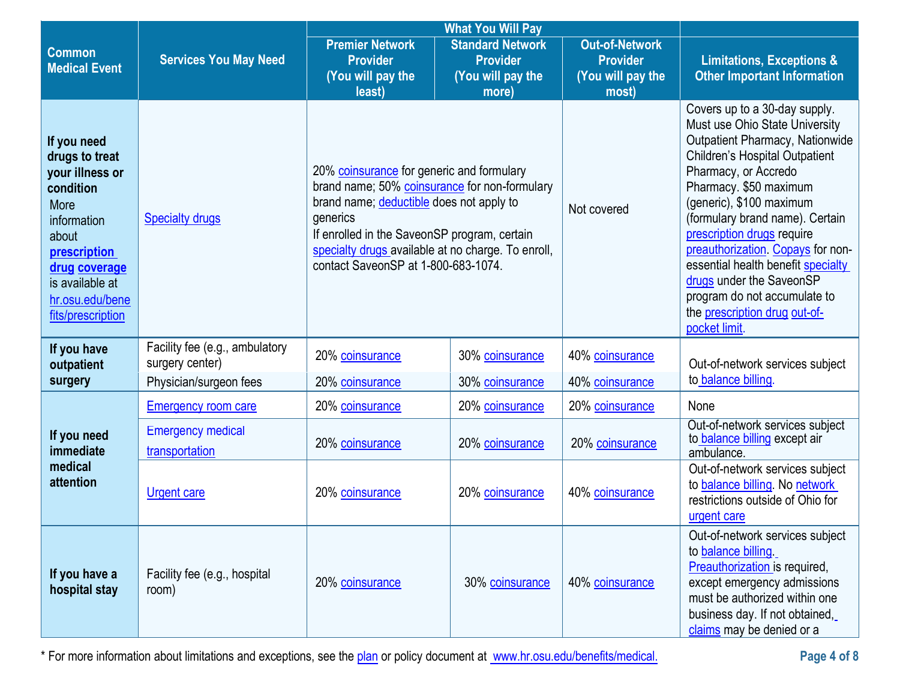| Common Medical Event | Services You May Need | What You Will Pay | | | Limitations, Exceptions & Other Important Information |
|---|---|---|---|---|---|
| | | Premier Network Provider (You will pay the least) | Standard Network Provider (You will pay the more) | Out-of-Network Provider (You will pay the most) | |
| **If you need drugs to treat your illness or condition** More information about **prescription drug coverage** is available at hr.osu.edu/benefits/prescription | Specialty drugs | 20% coinsurance for generic and formulary brand name; 50% coinsurance for non-formulary brand name; deductible does not apply to generics If enrolled in the SaveonSP program, certain specialty drugs available at no charge. To enroll, contact SaveonSP at 1-800-683-1074. | | Not covered | Covers up to a 30-day supply. Must use Ohio State University Outpatient Pharmacy, Nationwide Children's Hospital Outpatient Pharmacy, or Accredo Pharmacy. $50 maximum (generic), $100 maximum (formulary brand name). Certain prescription drugs require preauthorization. Copays for non-essential health benefit specialty drugs under the SaveonSP program do not accumulate to the prescription drug out-of-pocket limit. |
| **If you have outpatient surgery** | Facility fee (e.g., ambulatory surgery center) | 20% coinsurance | 30% coinsurance | 40% coinsurance | Out-of-network services subject to balance billing. |
| | Physician/surgeon fees | 20% coinsurance | 30% coinsurance | 40% coinsurance | |
| **If you need immediate medical attention** | Emergency room care | 20% coinsurance | 20% coinsurance | 20% coinsurance | None |
| | Emergency medical transportation | 20% coinsurance | 20% coinsurance | 20% coinsurance | Out-of-network services subject to balance billing except air ambulance. |
| | Urgent care | 20% coinsurance | 20% coinsurance | 40% coinsurance | Out-of-network services subject to balance billing. No network restrictions outside of Ohio for urgent care |
| **If you have a hospital stay** | Facility fee (e.g., hospital room) | 20% coinsurance | 30% coinsurance | 40% coinsurance | Out-of-network services subject to balance billing. Preauthorization is required, except emergency admissions must be authorized within one business day. If not obtained, claims may be denied or a |

* For more information about limitations and exceptions, see the plan or policy document at www.hr.osu.edu/benefits/medical.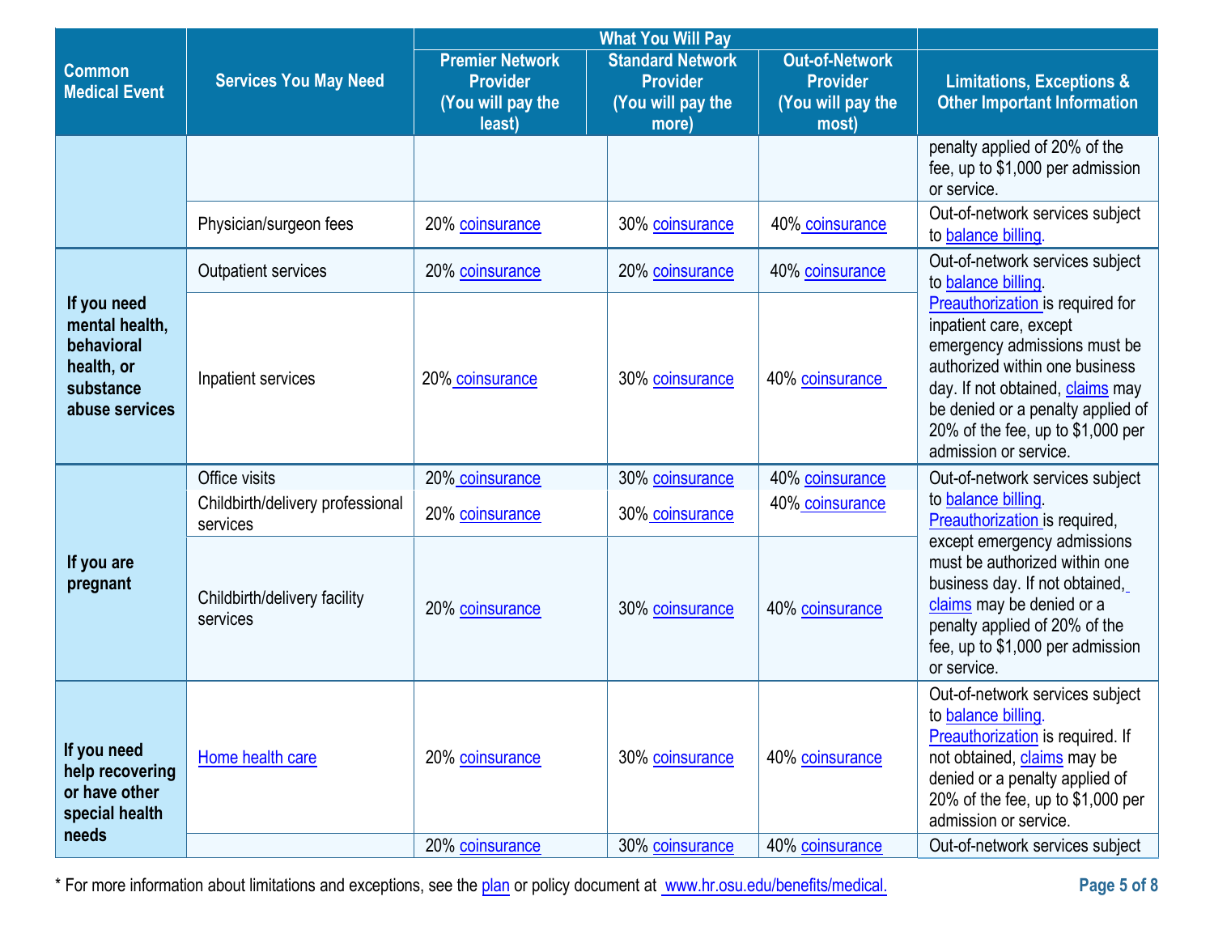| Common Medical Event | Services You May Need | What You Will Pay | | | Limitations, Exceptions & Other Important Information |
|---|---|---|---|---|---|
| | | Premier Network Provider (You will pay the least) | Standard Network Provider (You will pay the more) | Out-of-Network Provider (You will pay the most) | |
| | | | | | penalty applied of 20% of the fee, up to $1,000 per admission or service. |
| | Physician/surgeon fees | 20% coinsurance | 30% coinsurance | 40% coinsurance | Out-of-network services subject to balance billing. |
| If you need mental health, behavioral health, or substance abuse services | Outpatient services | 20% coinsurance | 20% coinsurance | 40% coinsurance | Out-of-network services subject to balance billing. Preauthorization is required for inpatient care, except emergency admissions must be authorized within one business day. If not obtained, claims may be denied or a penalty applied of 20% of the fee, up to $1,000 per admission or service. |
| | Inpatient services | 20% coinsurance | 30% coinsurance | 40% coinsurance | |
| If you are pregnant | Office visits | 20% coinsurance | 30% coinsurance | 40% coinsurance | Out-of-network services subject to balance billing. Preauthorization is required, except emergency admissions must be authorized within one business day. If not obtained, claims may be denied or a penalty applied of 20% of the fee, up to $1,000 per admission or service. |
| | Childbirth/delivery professional services | 20% coinsurance | 30% coinsurance | 40% coinsurance | |
| | Childbirth/delivery facility services | 20% coinsurance | 30% coinsurance | 40% coinsurance | |
| If you need help recovering or have other special health needs | Home health care | 20% coinsurance | 30% coinsurance | 40% coinsurance | Out-of-network services subject to balance billing. Preauthorization is required. If not obtained, claims may be denied or a penalty applied of 20% of the fee, up to $1,000 per admission or service. |
| | | 20% coinsurance | 30% coinsurance | 40% coinsurance | Out-of-network services subject |

* For more information about limitations and exceptions, see the plan or policy document at www.hr.osu.edu/benefits/medical.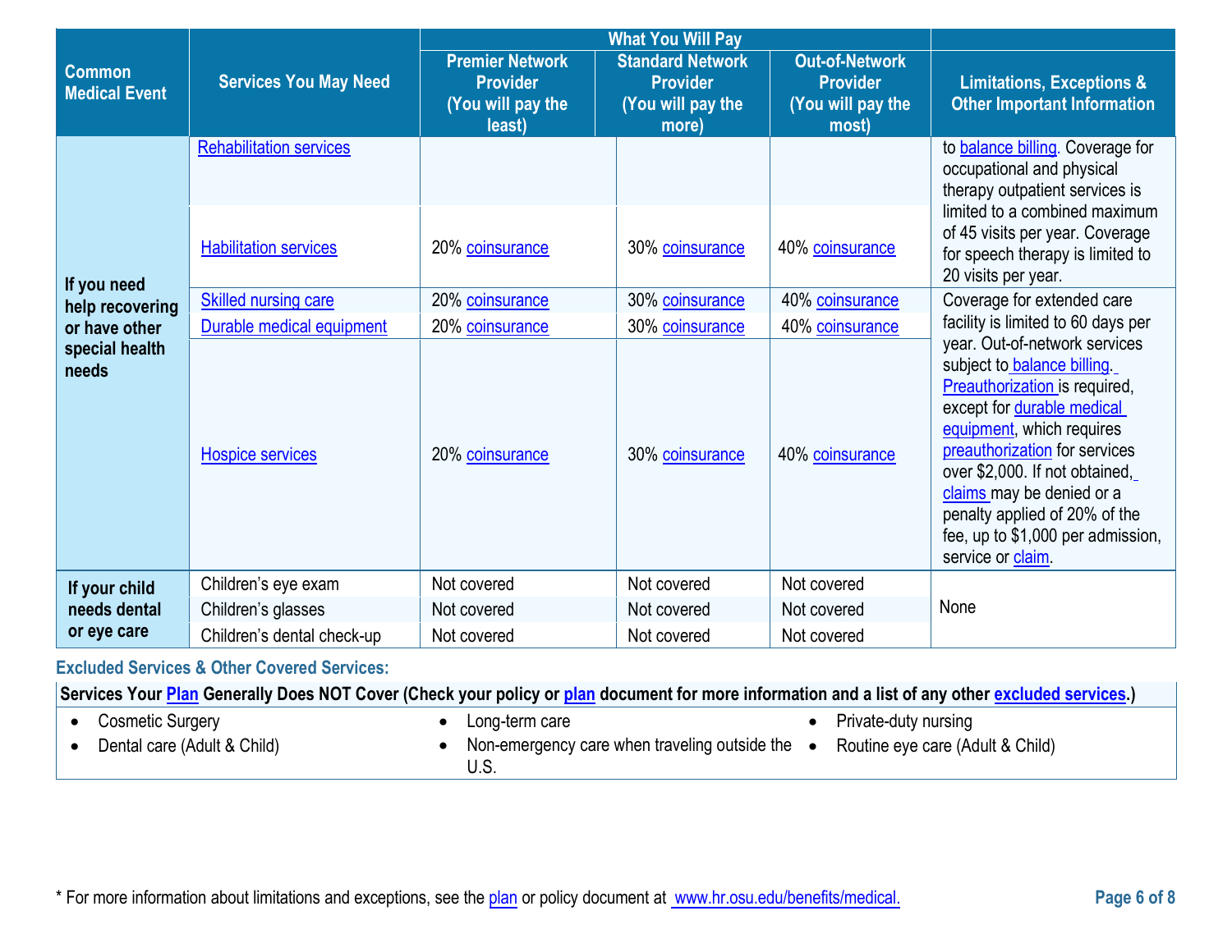| Common Medical Event | Services You May Need | What You Will Pay | | | Limitations, Exceptions & Other Important Information |
|---|---|---|---|---|---|
| | | Premier Network Provider (You will pay the least) | Standard Network Provider (You will pay the more) | Out-of-Network Provider (You will pay the most) | |
| If you need help recovering or have other special health needs | Rehabilitation services | | | | to balance billing. Coverage for occupational and physical therapy outpatient services is limited to a combined maximum of 45 visits per year. Coverage for speech therapy is limited to 20 visits per year. |
| | Habilitation services | 20% coinsurance | 30% coinsurance | 40% coinsurance | |
| | Skilled nursing care | 20% coinsurance | 30% coinsurance | 40% coinsurance | Coverage for extended care facility is limited to 60 days per year. Out-of-network services subject to balance billing. Preauthorization is required, except for durable medical equipment, which requires preauthorization for services over $2,000. If not obtained, claims may be denied or a penalty applied of 20% of the fee, up to $1,000 per admission, service or claim. |
| | Durable medical equipment | 20% coinsurance | 30% coinsurance | 40% coinsurance | |
| | Hospice services | 20% coinsurance | 30% coinsurance | 40% coinsurance | |
| If your child needs dental or eye care | Children's eye exam | Not covered | Not covered | Not covered | None |
| | Children's glasses | Not covered | Not covered | Not covered | |
| | Children's dental check-up | Not covered | Not covered | Not covered | |

## Excluded Services & Other Covered Services:

**Services Your Plan Generally Does NOT Cover (Check your policy or plan document for more information and a list of any other excluded services.)**

- Cosmetic Surgery
- Dental care (Adult & Child)
- Long-term care
- Non-emergency care when traveling outside the U.S.
- Private-duty nursing
- Routine eye care (Adult & Child)

* For more information about limitations and exceptions, see the plan or policy document at www.hr.osu.edu/benefits/medical.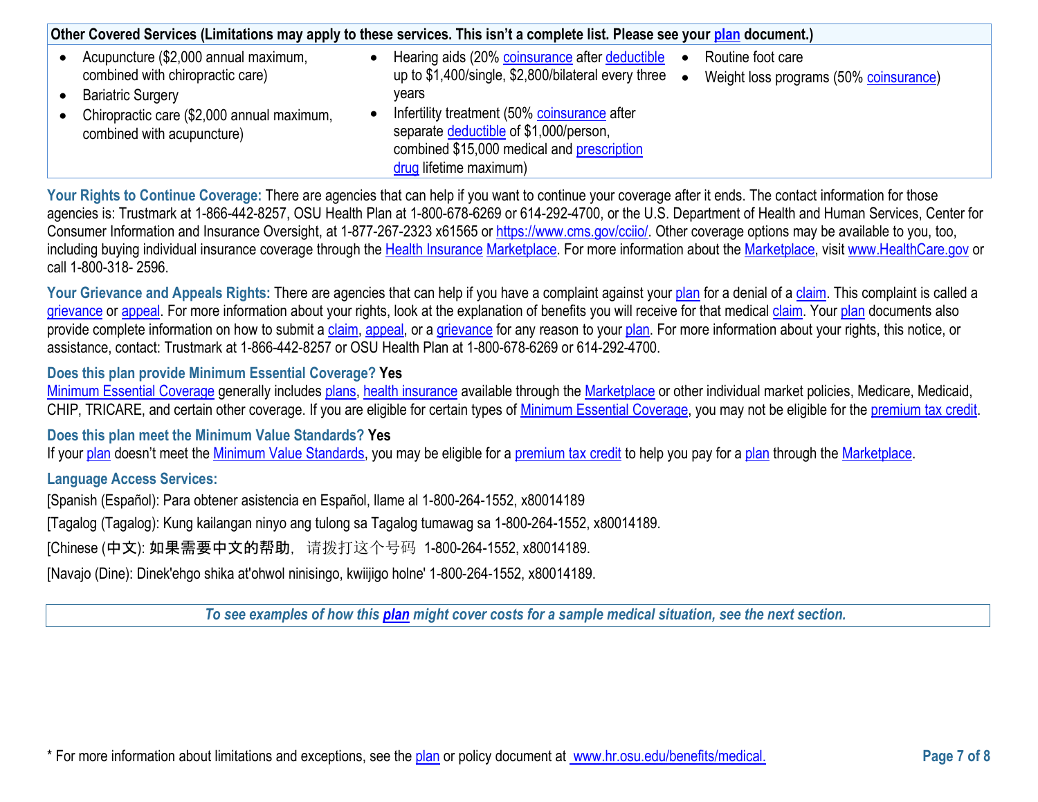| Other Covered Services (Limitations may apply to these services. This isn't a complete list. Please see your plan document.) | | |
|---|---|---|
| • Acupuncture ($2,000 annual maximum, combined with chiropractic care)<br>• Bariatric Surgery<br>• Chiropractic care ($2,000 annual maximum, combined with acupuncture) | • Hearing aids (20% coinsurance after deductible up to $1,400/single, $2,800/bilateral every three years<br>• Infertility treatment (50% coinsurance after separate deductible of $1,000/person, combined $15,000 medical and prescription drug lifetime maximum) | • Routine foot care<br>• Weight loss programs (50% coinsurance) |

**Your Rights to Continue Coverage:** There are agencies that can help if you want to continue your coverage after it ends. The contact information for those agencies is: Trustmark at 1-866-442-8257, OSU Health Plan at 1-800-678-6269 or 614-292-4700, or the U.S. Department of Health and Human Services, Center for Consumer Information and Insurance Oversight, at 1-877-267-2323 x61565 or https://www.cms.gov/cciio/. Other coverage options may be available to you, too, including buying individual insurance coverage through the Health Insurance Marketplace. For more information about the Marketplace, visit www.HealthCare.gov or call 1-800-318- 2596.

**Your Grievance and Appeals Rights:** There are agencies that can help if you have a complaint against your plan for a denial of a claim. This complaint is called a grievance or appeal. For more information about your rights, look at the explanation of benefits you will receive for that medical claim. Your plan documents also provide complete information on how to submit a claim, appeal, or a grievance for any reason to your plan. For more information about your rights, this notice, or assistance, contact: Trustmark at 1-866-442-8257 or OSU Health Plan at 1-800-678-6269 or 614-292-4700.

**Does this plan provide Minimum Essential Coverage? Yes**
Minimum Essential Coverage generally includes plans, health insurance available through the Marketplace or other individual market policies, Medicare, Medicaid, CHIP, TRICARE, and certain other coverage. If you are eligible for certain types of Minimum Essential Coverage, you may not be eligible for the premium tax credit.

**Does this plan meet the Minimum Value Standards? Yes**
If your plan doesn't meet the Minimum Value Standards, you may be eligible for a premium tax credit to help you pay for a plan through the Marketplace.

**Language Access Services:**

[Spanish (Español): Para obtener asistencia en Español, llame al 1-800-264-1552, x80014189

[Tagalog (Tagalog): Kung kailangan ninyo ang tulong sa Tagalog tumawag sa 1-800-264-1552, x80014189.

[Chinese (中文): 如果需要中文的帮助，请拨打这个号码 1-800-264-1552, x80014189.

[Navajo (Dine): Dinek'ehgo shika at'ohwol ninisingo, kwiijigo holne' 1-800-264-1552, x80014189.

*To see examples of how this plan might cover costs for a sample medical situation, see the next section.*

* For more information about limitations and exceptions, see the plan or policy document at www.hr.osu.edu/benefits/medical.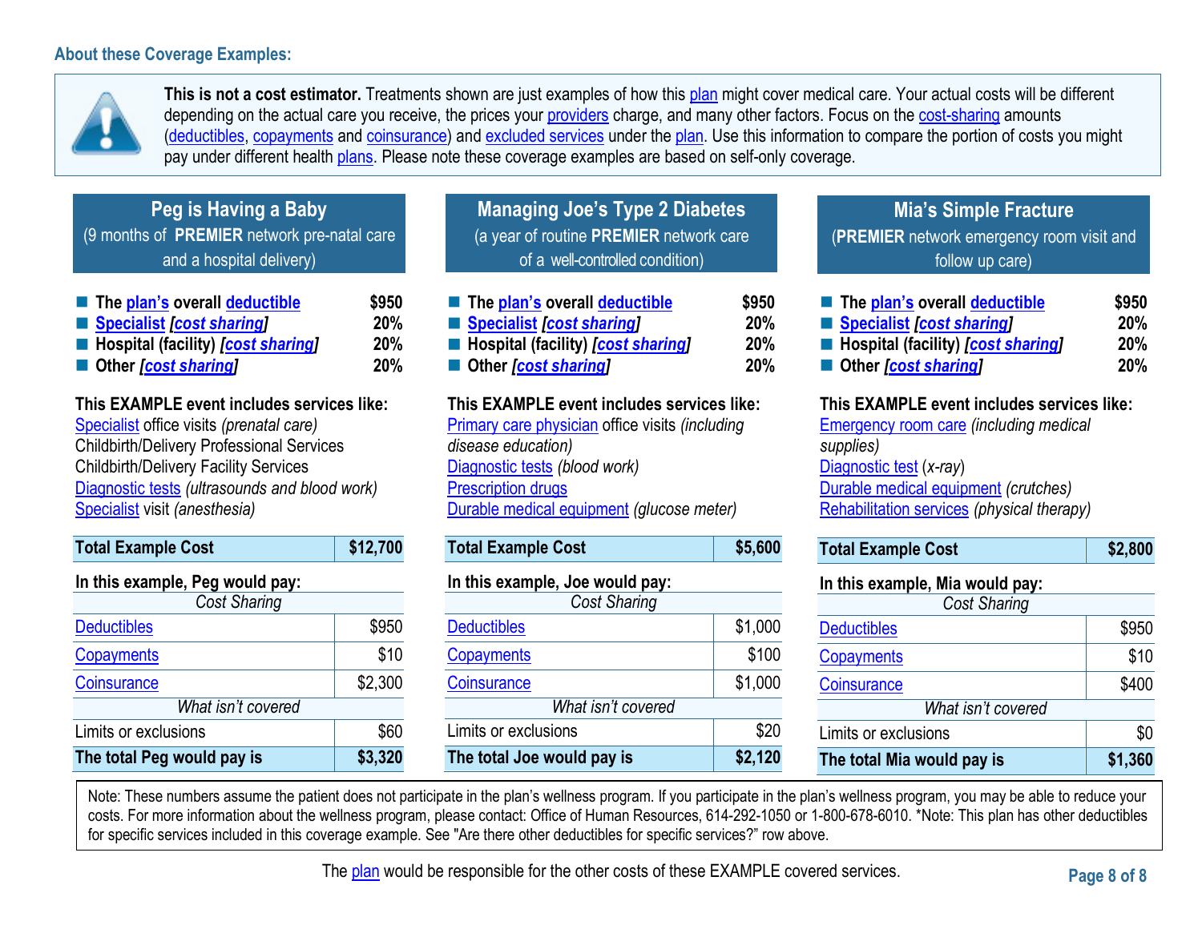### About these Coverage Examples:

**This is not a cost estimator.** Treatments shown are just examples of how this plan might cover medical care. Your actual costs will be different depending on the actual care you receive, the prices your providers charge, and many other factors. Focus on the cost-sharing amounts (deductibles, copayments and coinsurance) and excluded services under the plan. Use this information to compare the portion of costs you might pay under different health plans. Please note these coverage examples are based on self-only coverage.

## Peg is Having a Baby

(9 months of **PREMIER** network pre-natal care and a hospital delivery)

- **The plan's overall deductible** **$950**
- **Specialist [cost sharing]** **20%**
- **Hospital (facility) [cost sharing]** **20%**
- **Other [cost sharing]** **20%**

**This EXAMPLE event includes services like:**
Specialist office visits *(prenatal care)*
Childbirth/Delivery Professional Services
Childbirth/Delivery Facility Services
Diagnostic tests *(ultrasounds and blood work)*
Specialist visit *(anesthesia)*

| **Total Example Cost** | **$12,700** |
|---|---|

**In this example, Peg would pay:**

| *Cost Sharing* | |
|---|---|
| Deductibles | $950 |
| Copayments | $10 |
| Coinsurance | $2,300 |
| *What isn't covered* | |
| Limits or exclusions | $60 |
| **The total Peg would pay is** | **$3,320** |

## Managing Joe's Type 2 Diabetes

(a year of routine **PREMIER** network care of a well-controlled condition)

- **The plan's overall deductible** **$950**
- **Specialist [cost sharing]** **20%**
- **Hospital (facility) [cost sharing]** **20%**
- **Other [cost sharing]** **20%**

**This EXAMPLE event includes services like:**
Primary care physician office visits *(including disease education)*
Diagnostic tests *(blood work)*
Prescription drugs
Durable medical equipment *(glucose meter)*

| **Total Example Cost** | **$5,600** |
|---|---|

**In this example, Joe would pay:**

| *Cost Sharing* | |
|---|---|
| Deductibles | $1,000 |
| Copayments | $100 |
| Coinsurance | $1,000 |
| *What isn't covered* | |
| Limits or exclusions | $20 |
| **The total Joe would pay is** | **$2,120** |

## Mia's Simple Fracture

(**PREMIER** network emergency room visit and follow up care)

- **The plan's overall deductible** **$950**
- **Specialist [cost sharing]** **20%**
- **Hospital (facility) [cost sharing]** **20%**
- **Other [cost sharing]** **20%**

**This EXAMPLE event includes services like:**
Emergency room care *(including medical supplies)*
Diagnostic test *(x-ray)*
Durable medical equipment *(crutches)*
Rehabilitation services *(physical therapy)*

| **Total Example Cost** | **$2,800** |
|---|---|

**In this example, Mia would pay:**

| *Cost Sharing* | |
|---|---|
| Deductibles | $950 |
| Copayments | $10 |
| Coinsurance | $400 |
| *What isn't covered* | |
| Limits or exclusions | $0 |
| **The total Mia would pay is** | **$1,360** |

Note: These numbers assume the patient does not participate in the plan's wellness program. If you participate in the plan's wellness program, you may be able to reduce your costs. For more information about the wellness program, please contact: Office of Human Resources, 614-292-1050 or 1-800-678-6010. *Note: This plan has other deductibles for specific services included in this coverage example. See "Are there other deductibles for specific services?" row above.

The plan would be responsible for the other costs of these EXAMPLE covered services.